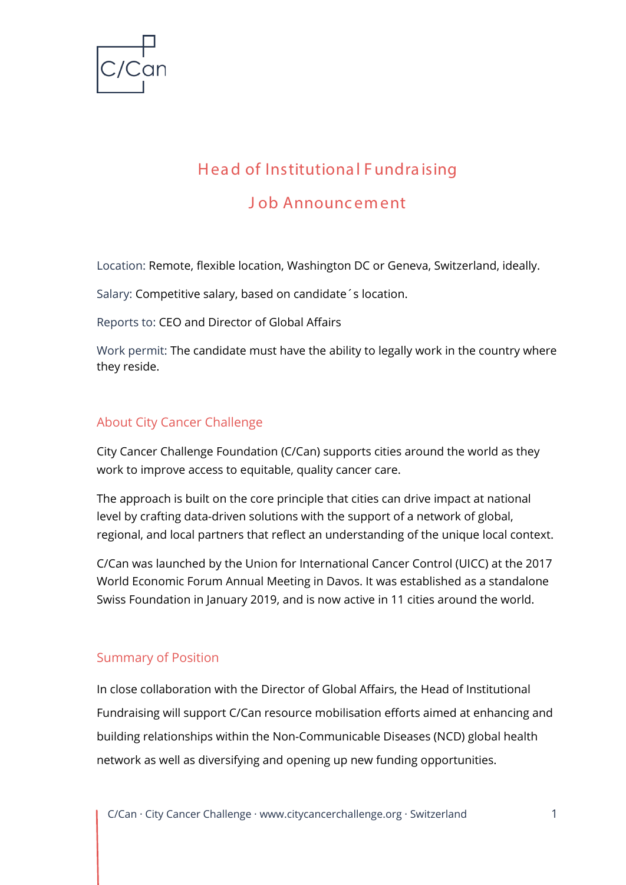# Head of Institutional Fundraising

## Job Announcement

Location: Remote, flexible location, Washington DC or Geneva, Switzerland, ideally.

Salary: Competitive salary, based on candidate´s location.

Reports to: CEO and Director of Global Affairs

Work permit: The candidate must have the ability to legally work in the country where they reside.

## About City Cancer Challenge

City Cancer Challenge Foundation (C/Can) supports cities around the world as they work to improve access to equitable, quality cancer care.

The approach is built on the core principle that cities can drive impact at national level by crafting data-driven solutions with the support of a network of global, regional, and local partners that reflect an understanding of the unique local context.

C/Can was launched by the Union for International Cancer Control (UICC) at the 2017 World Economic Forum Annual Meeting in Davos. It was established as a standalone Swiss Foundation in January 2019, and is now active in 11 cities around the world.

## Summary of Position

In close collaboration with the Director of Global Affairs, the Head of Institutional Fundraising will support C/Can resource mobilisation efforts aimed at enhancing and building relationships within the Non-Communicable Diseases (NCD) global health network as well as diversifying and opening up new funding opportunities.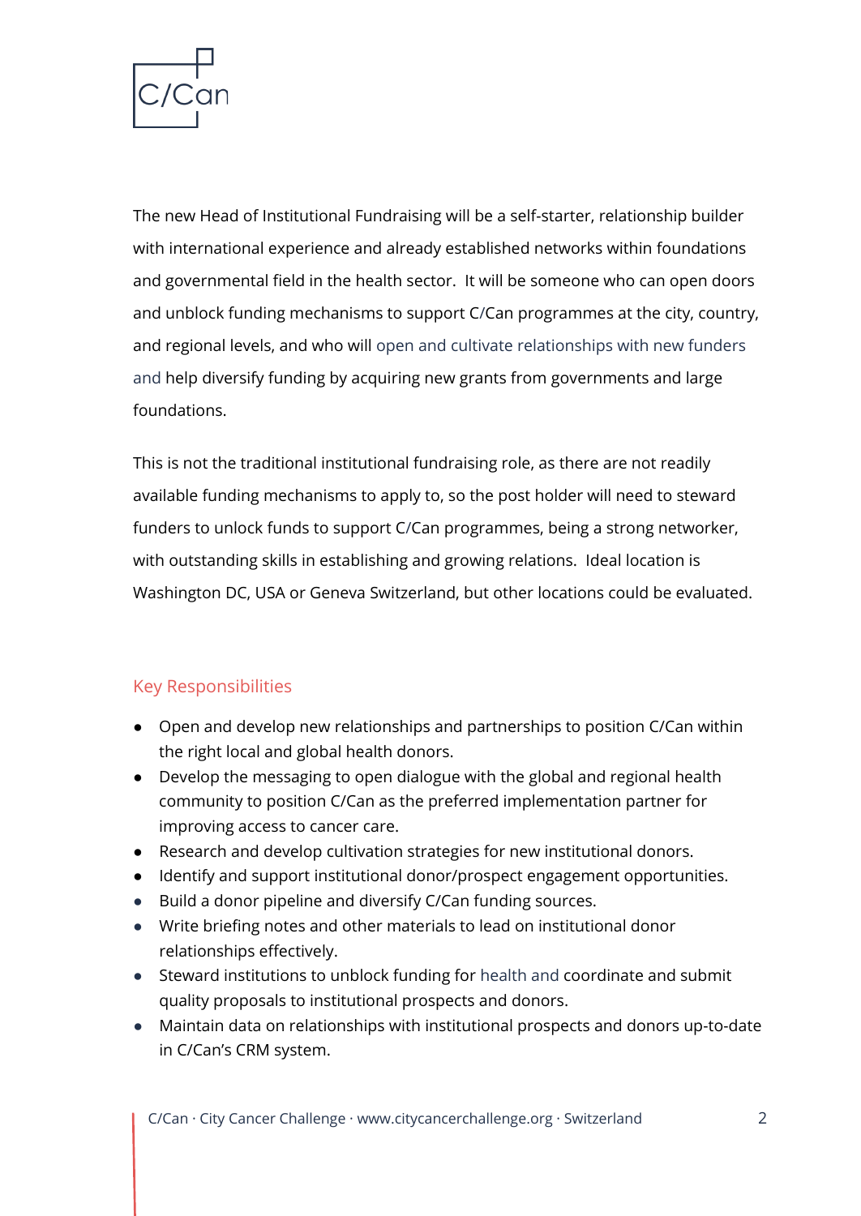The new Head of Institutional Fundraising will be a self-starter, relationship builder with international experience and already established networks within foundations and governmental field in the health sector.  It will be someone who can open doors and unblock funding mechanisms to support C/Can programmes at the city, country, and regional levels, and who will open and cultivate relationships with new funders and help diversify funding by acquiring new grants from governments and large foundations.

This is not the traditional institutional fundraising role, as there are not readily available funding mechanisms to apply to, so the post holder will need to steward funders to unlock funds to support C/Can programmes, being a strong networker, with outstanding skills in establishing and growing relations.  Ideal location is Washington DC, USA or Geneva Switzerland, but other locations could be evaluated.

## Key Responsibilities

- Open and develop new relationships and partnerships to position C/Can within the right local and global health donors.
- Develop the messaging to open dialogue with the global and regional health community to position C/Can as the preferred implementation partner for improving access to cancer care.
- Research and develop cultivation strategies for new institutional donors.
- Identify and support institutional donor/prospect engagement opportunities.
- Build a donor pipeline and diversify C/Can funding sources.
- Write briefing notes and other materials to lead on institutional donor relationships effectively.
- Steward institutions to unblock funding for health and coordinate and submit quality proposals to institutional prospects and donors.
- Maintain data on relationships with institutional prospects and donors up-to-date in C/Can's CRM system.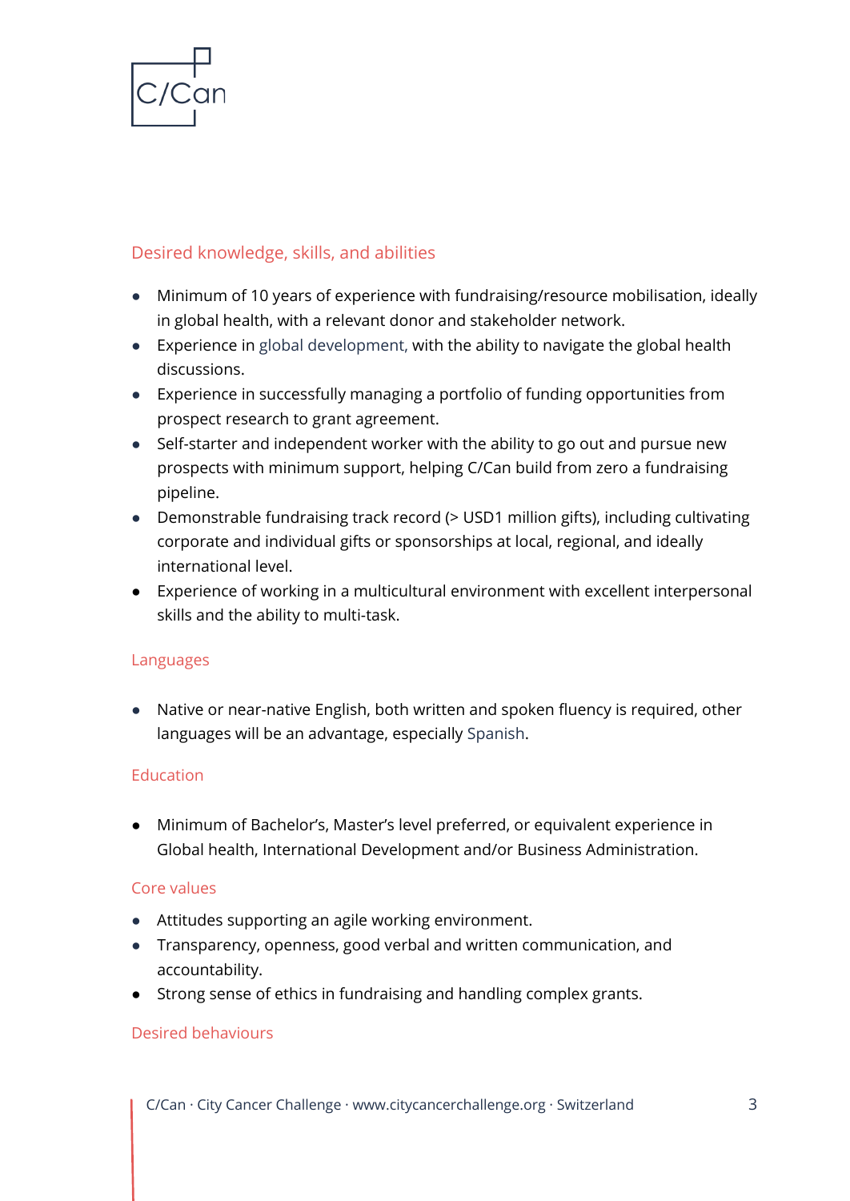## Desired knowledge, skills, and abilities

- Minimum of 10 years of experience with fundraising/resource mobilisation, ideally in global health, with a relevant donor and stakeholder network.
- Experience in global development, with the ability to navigate the global health discussions.
- Experience in successfully managing a portfolio of funding opportunities from prospect research to grant agreement.
- Self-starter and independent worker with the ability to go out and pursue new prospects with minimum support, helping C/Can build from zero a fundraising pipeline.
- Demonstrable fundraising track record (> USD1 million gifts), including cultivating corporate and individual gifts or sponsorships at local, regional, and ideally international level.
- Experience of working in a multicultural environment with excellent interpersonal skills and the ability to multi-task.

## Languages

- Native or near-native English, both written and spoken fluency is required, other languages will be an advantage, especially Spanish.

## Education

- Minimum of Bachelor's, Master's level preferred, or equivalent experience in Global health, International Development and/or Business Administration.

## Core values

- Attitudes supporting an agile working environment.
- Transparency, openness, good verbal and written communication, and accountability.
- Strong sense of ethics in fundraising and handling complex grants.

## Desired behaviours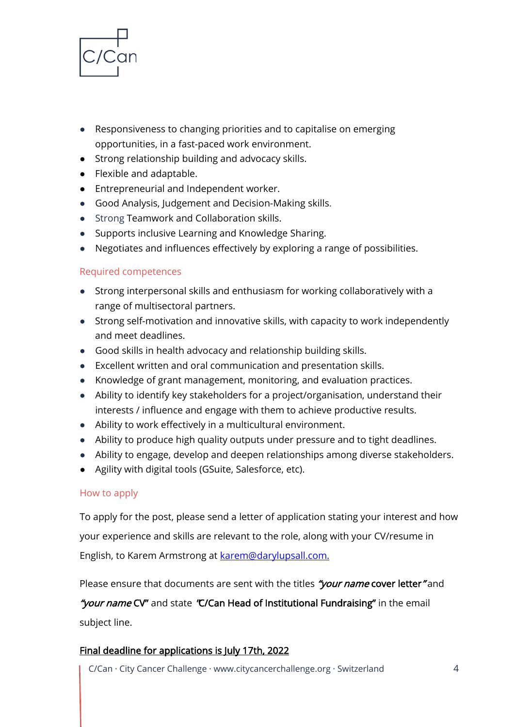- Responsiveness to changing priorities and to capitalise on emerging opportunities, in a fast-paced work environment.
- Strong relationship building and advocacy skills.
- Flexible and adaptable.
- Entrepreneurial and Independent worker.
- Good Analysis, Judgement and Decision-Making skills.
- Strong Teamwork and Collaboration skills.
- Supports inclusive Learning and Knowledge Sharing.
- Negotiates and influences effectively by exploring a range of possibilities.

## Required competences

- Strong interpersonal skills and enthusiasm for working collaboratively with a range of multisectoral partners.
- Strong self-motivation and innovative skills, with capacity to work independently and meet deadlines.
- Good skills in health advocacy and relationship building skills.
- Excellent written and oral communication and presentation skills.
- Knowledge of grant management, monitoring, and evaluation practices.
- Ability to identify key stakeholders for a project/organisation, understand their interests / influence and engage with them to achieve productive results.
- Ability to work effectively in a multicultural environment.
- Ability to produce high quality outputs under pressure and to tight deadlines.
- Ability to engage, develop and deepen relationships among diverse stakeholders.
- Agility with digital tools (GSuite, Salesforce, etc).

## How to apply

To apply for the post, please send a letter of application stating your interest and how your experience and skills are relevant to the role, along with your CV/resume in English, to Karem Armstrong at [karem@darylupsall.com.](mailto:karem@darylupsall.com)

Please ensure that documents are sent with the titles ***"your name*** **cover letter"** and ***"your name*** **CV"** and state **"C/Can Head of Institutional Fundraising"** in the email subject line.

**Final deadline for applications is July 17th, 2022**